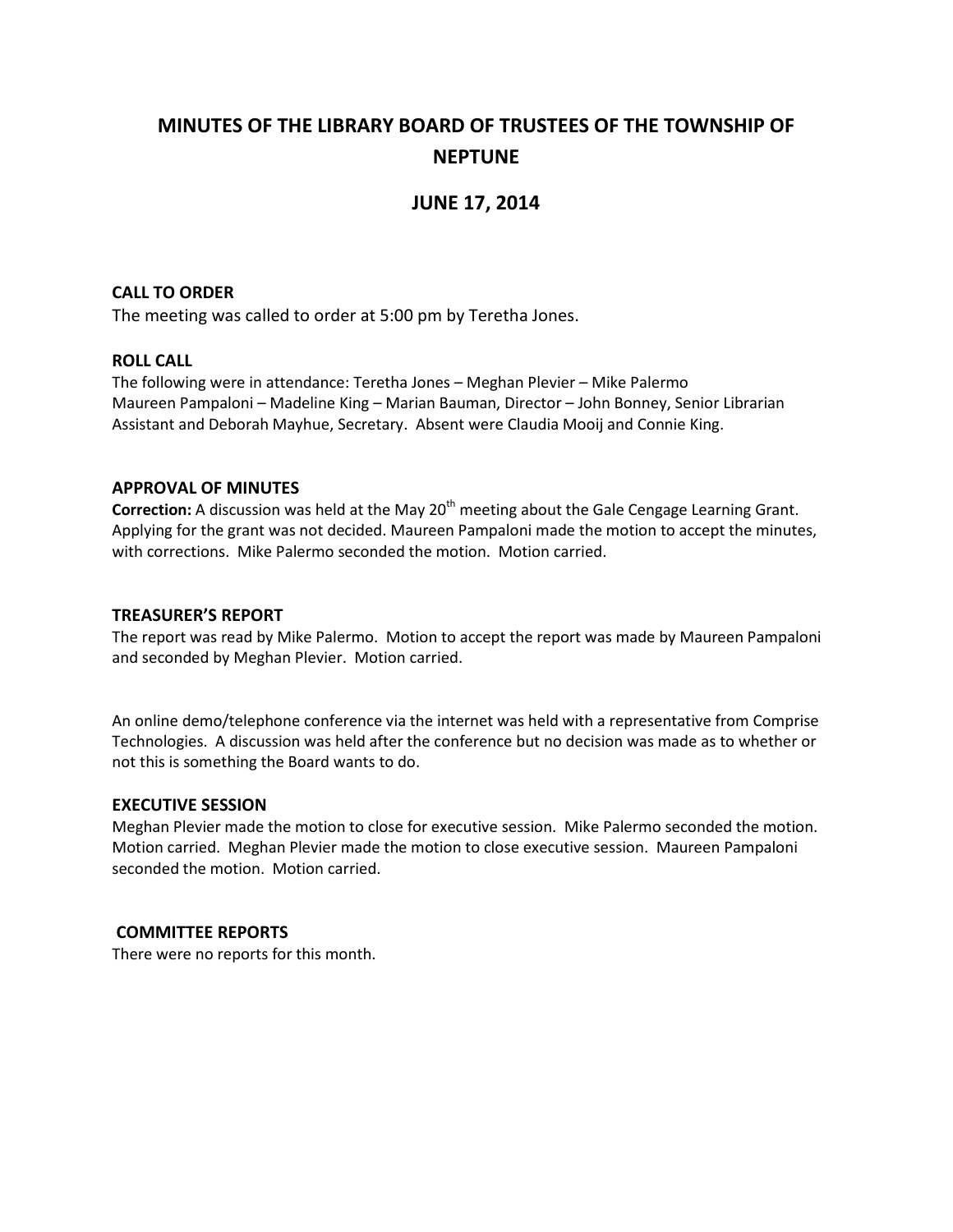# MINUTES OF THE LIBRARY BOARD OF TRUSTEES OF THE TOWNSHIP OF NEPTUNE

## JUNE 17, 2014

### CALL TO ORDER

The meeting was called to order at 5:00 pm by Teretha Jones.

### ROLL CALL

The following were in attendance: Teretha Jones – Meghan Plevier – Mike Palermo
Maureen Pampaloni – Madeline King – Marian Bauman, Director – John Bonney, Senior Librarian Assistant and Deborah Mayhue, Secretary. Absent were Claudia Mooij and Connie King.

### APPROVAL OF MINUTES

**Correction:** A discussion was held at the May 20th meeting about the Gale Cengage Learning Grant. Applying for the grant was not decided. Maureen Pampaloni made the motion to accept the minutes, with corrections. Mike Palermo seconded the motion. Motion carried.

### TREASURER'S REPORT

The report was read by Mike Palermo. Motion to accept the report was made by Maureen Pampaloni and seconded by Meghan Plevier. Motion carried.

An online demo/telephone conference via the internet was held with a representative from Comprise Technologies. A discussion was held after the conference but no decision was made as to whether or not this is something the Board wants to do.

### EXECUTIVE SESSION

Meghan Plevier made the motion to close for executive session. Mike Palermo seconded the motion. Motion carried. Meghan Plevier made the motion to close executive session. Maureen Pampaloni seconded the motion. Motion carried.

### COMMITTEE REPORTS

There were no reports for this month.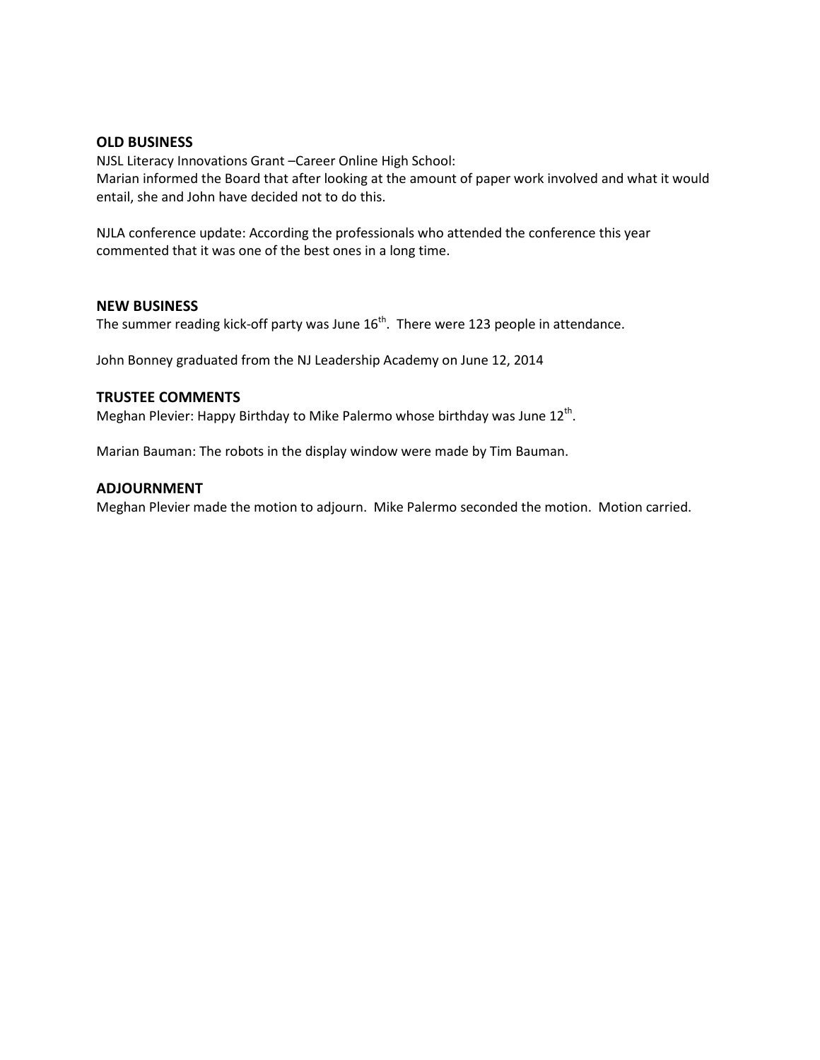## OLD BUSINESS

NJSL Literacy Innovations Grant –Career Online High School:
Marian informed the Board that after looking at the amount of paper work involved and what it would entail, she and John have decided not to do this.

NJLA conference update: According the professionals who attended the conference this year commented that it was one of the best ones in a long time.

## NEW BUSINESS

The summer reading kick-off party was June 16th. There were 123 people in attendance.

John Bonney graduated from the NJ Leadership Academy on June 12, 2014

## TRUSTEE COMMENTS

Meghan Plevier: Happy Birthday to Mike Palermo whose birthday was June 12th.

Marian Bauman: The robots in the display window were made by Tim Bauman.

## ADJOURNMENT

Meghan Plevier made the motion to adjourn. Mike Palermo seconded the motion. Motion carried.